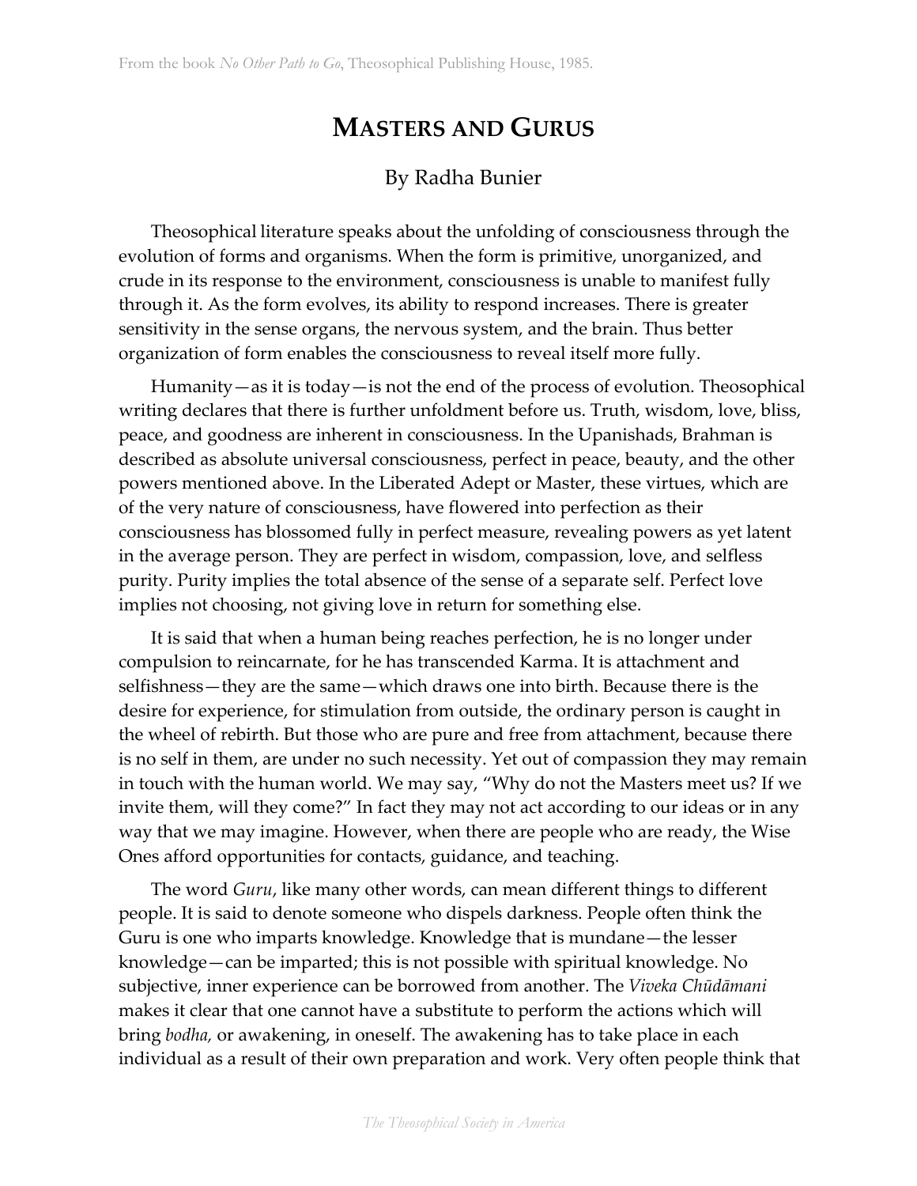From the book *No Other Path to Go*, Theosophical Publishing House, 1985.

# Masters and Gurus

By Radha Bunier

Theosophical literature speaks about the unfolding of consciousness through the evolution of forms and organisms. When the form is primitive, unorganized, and crude in its response to the environment, consciousness is unable to manifest fully through it. As the form evolves, its ability to respond increases. There is greater sensitivity in the sense organs, the nervous system, and the brain. Thus better organization of form enables the consciousness to reveal itself more fully.

Humanity—as it is today—is not the end of the process of evolution. Theosophical writing declares that there is further unfoldment before us. Truth, wisdom, love, bliss, peace, and goodness are inherent in consciousness. In the Upanishads, Brahman is described as absolute universal consciousness, perfect in peace, beauty, and the other powers mentioned above. In the Liberated Adept or Master, these virtues, which are of the very nature of consciousness, have flowered into perfection as their consciousness has blossomed fully in perfect measure, revealing powers as yet latent in the average person. They are perfect in wisdom, compassion, love, and selfless purity. Purity implies the total absence of the sense of a separate self. Perfect love implies not choosing, not giving love in return for something else.

It is said that when a human being reaches perfection, he is no longer under compulsion to reincarnate, for he has transcended Karma. It is attachment and selfishness—they are the same—which draws one into birth. Because there is the desire for experience, for stimulation from outside, the ordinary person is caught in the wheel of rebirth. But those who are pure and free from attachment, because there is no self in them, are under no such necessity. Yet out of compassion they may remain in touch with the human world. We may say, "Why do not the Masters meet us? If we invite them, will they come?" In fact they may not act according to our ideas or in any way that we may imagine. However, when there are people who are ready, the Wise Ones afford opportunities for contacts, guidance, and teaching.

The word *Guru*, like many other words, can mean different things to different people. It is said to denote someone who dispels darkness. People often think the Guru is one who imparts knowledge. Knowledge that is mundane—the lesser knowledge—can be imparted; this is not possible with spiritual knowledge. No subjective, inner experience can be borrowed from another. The *Viveka Chūdāmani* makes it clear that one cannot have a substitute to perform the actions which will bring *bodha,* or awakening, in oneself. The awakening has to take place in each individual as a result of their own preparation and work. Very often people think that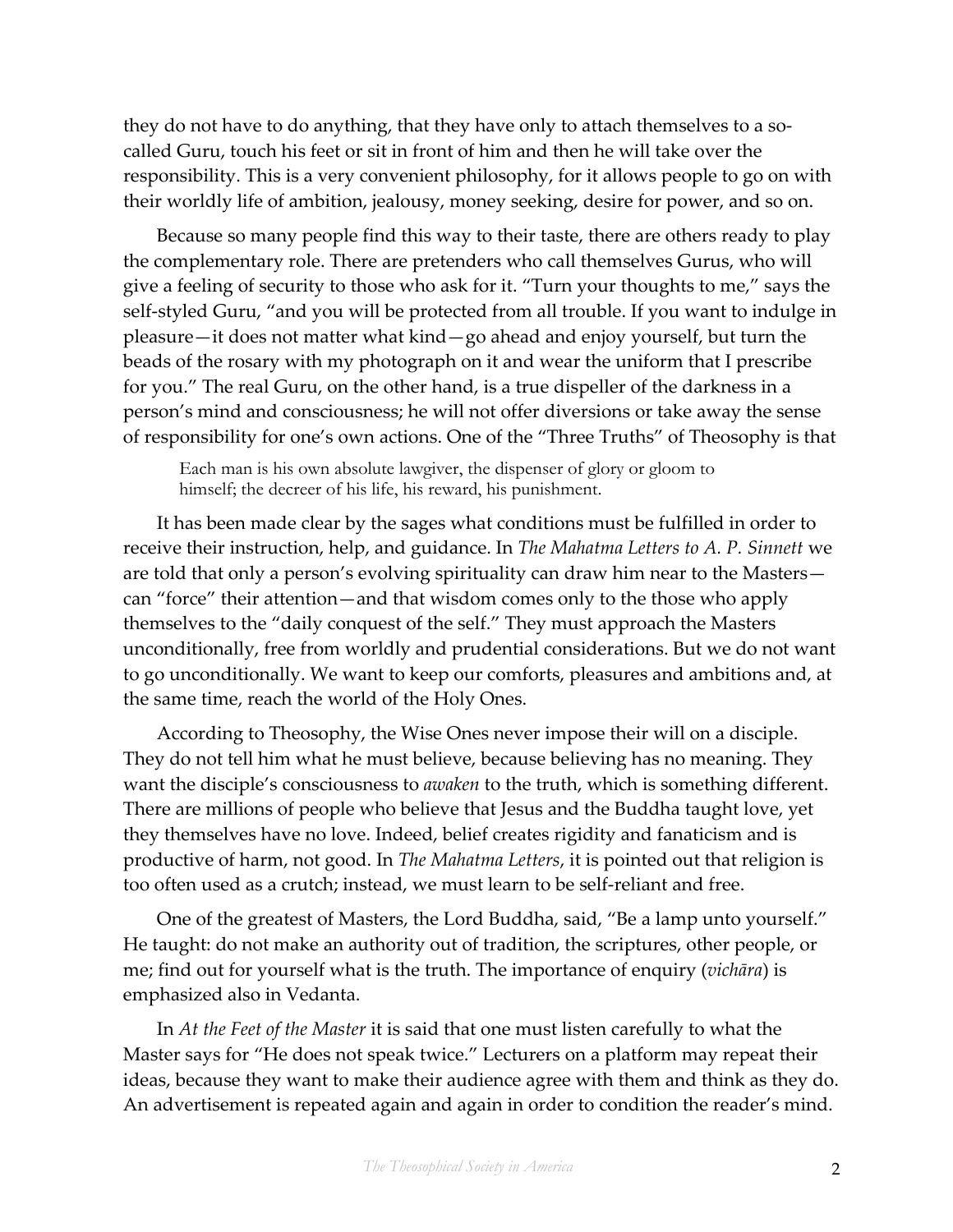they do not have to do anything, that they have only to attach themselves to a so-called Guru, touch his feet or sit in front of him and then he will take over the responsibility. This is a very convenient philosophy, for it allows people to go on with their worldly life of ambition, jealousy, money seeking, desire for power, and so on.

Because so many people find this way to their taste, there are others ready to play the complementary role. There are pretenders who call themselves Gurus, who will give a feeling of security to those who ask for it. "Turn your thoughts to me," says the self-styled Guru, "and you will be protected from all trouble. If you want to indulge in pleasure—it does not matter what kind—go ahead and enjoy yourself, but turn the beads of the rosary with my photograph on it and wear the uniform that I prescribe for you." The real Guru, on the other hand, is a true dispeller of the darkness in a person's mind and consciousness; he will not offer diversions or take away the sense of responsibility for one's own actions. One of the "Three Truths" of Theosophy is that

> Each man is his own absolute lawgiver, the dispenser of glory or gloom to himself; the decreer of his life, his reward, his punishment.

It has been made clear by the sages what conditions must be fulfilled in order to receive their instruction, help, and guidance. In *The Mahatma Letters to A. P. Sinnett* we are told that only a person's evolving spirituality can draw him near to the Masters—can "force" their attention—and that wisdom comes only to the those who apply themselves to the "daily conquest of the self." They must approach the Masters unconditionally, free from worldly and prudential considerations. But we do not want to go unconditionally. We want to keep our comforts, pleasures and ambitions and, at the same time, reach the world of the Holy Ones.

According to Theosophy, the Wise Ones never impose their will on a disciple. They do not tell him what he must believe, because believing has no meaning. They want the disciple's consciousness to *awaken* to the truth, which is something different. There are millions of people who believe that Jesus and the Buddha taught love, yet they themselves have no love. Indeed, belief creates rigidity and fanaticism and is productive of harm, not good. In *The Mahatma Letters*, it is pointed out that religion is too often used as a crutch; instead, we must learn to be self-reliant and free.

One of the greatest of Masters, the Lord Buddha, said, "Be a lamp unto yourself." He taught: do not make an authority out of tradition, the scriptures, other people, or me; find out for yourself what is the truth. The importance of enquiry (*vichāra*) is emphasized also in Vedanta.

In *At the Feet of the Master* it is said that one must listen carefully to what the Master says for "He does not speak twice." Lecturers on a platform may repeat their ideas, because they want to make their audience agree with them and think as they do. An advertisement is repeated again and again in order to condition the reader's mind.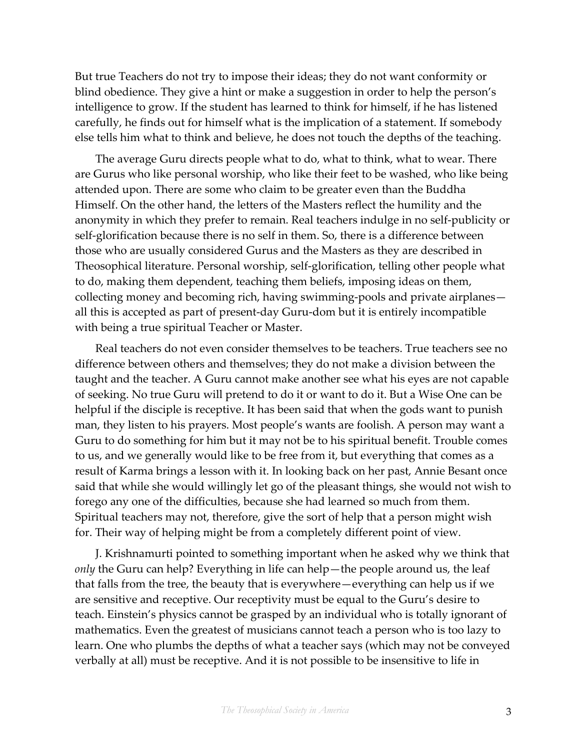But true Teachers do not try to impose their ideas; they do not want conformity or blind obedience. They give a hint or make a suggestion in order to help the person's intelligence to grow. If the student has learned to think for himself, if he has listened carefully, he finds out for himself what is the implication of a statement. If somebody else tells him what to think and believe, he does not touch the depths of the teaching.

The average Guru directs people what to do, what to think, what to wear. There are Gurus who like personal worship, who like their feet to be washed, who like being attended upon. There are some who claim to be greater even than the Buddha Himself. On the other hand, the letters of the Masters reflect the humility and the anonymity in which they prefer to remain. Real teachers indulge in no self-publicity or self-glorification because there is no self in them. So, there is a difference between those who are usually considered Gurus and the Masters as they are described in Theosophical literature. Personal worship, self-glorification, telling other people what to do, making them dependent, teaching them beliefs, imposing ideas on them, collecting money and becoming rich, having swimming-pools and private airplanes—all this is accepted as part of present-day Guru-dom but it is entirely incompatible with being a true spiritual Teacher or Master.

Real teachers do not even consider themselves to be teachers. True teachers see no difference between others and themselves; they do not make a division between the taught and the teacher. A Guru cannot make another see what his eyes are not capable of seeking. No true Guru will pretend to do it or want to do it. But a Wise One can be helpful if the disciple is receptive. It has been said that when the gods want to punish man, they listen to his prayers. Most people's wants are foolish. A person may want a Guru to do something for him but it may not be to his spiritual benefit. Trouble comes to us, and we generally would like to be free from it, but everything that comes as a result of Karma brings a lesson with it. In looking back on her past, Annie Besant once said that while she would willingly let go of the pleasant things, she would not wish to forego any one of the difficulties, because she had learned so much from them. Spiritual teachers may not, therefore, give the sort of help that a person might wish for. Their way of helping might be from a completely different point of view.

J. Krishnamurti pointed to something important when he asked why we think that *only* the Guru can help? Everything in life can help—the people around us, the leaf that falls from the tree, the beauty that is everywhere—everything can help us if we are sensitive and receptive. Our receptivity must be equal to the Guru's desire to teach. Einstein's physics cannot be grasped by an individual who is totally ignorant of mathematics. Even the greatest of musicians cannot teach a person who is too lazy to learn. One who plumbs the depths of what a teacher says (which may not be conveyed verbally at all) must be receptive. And it is not possible to be insensitive to life in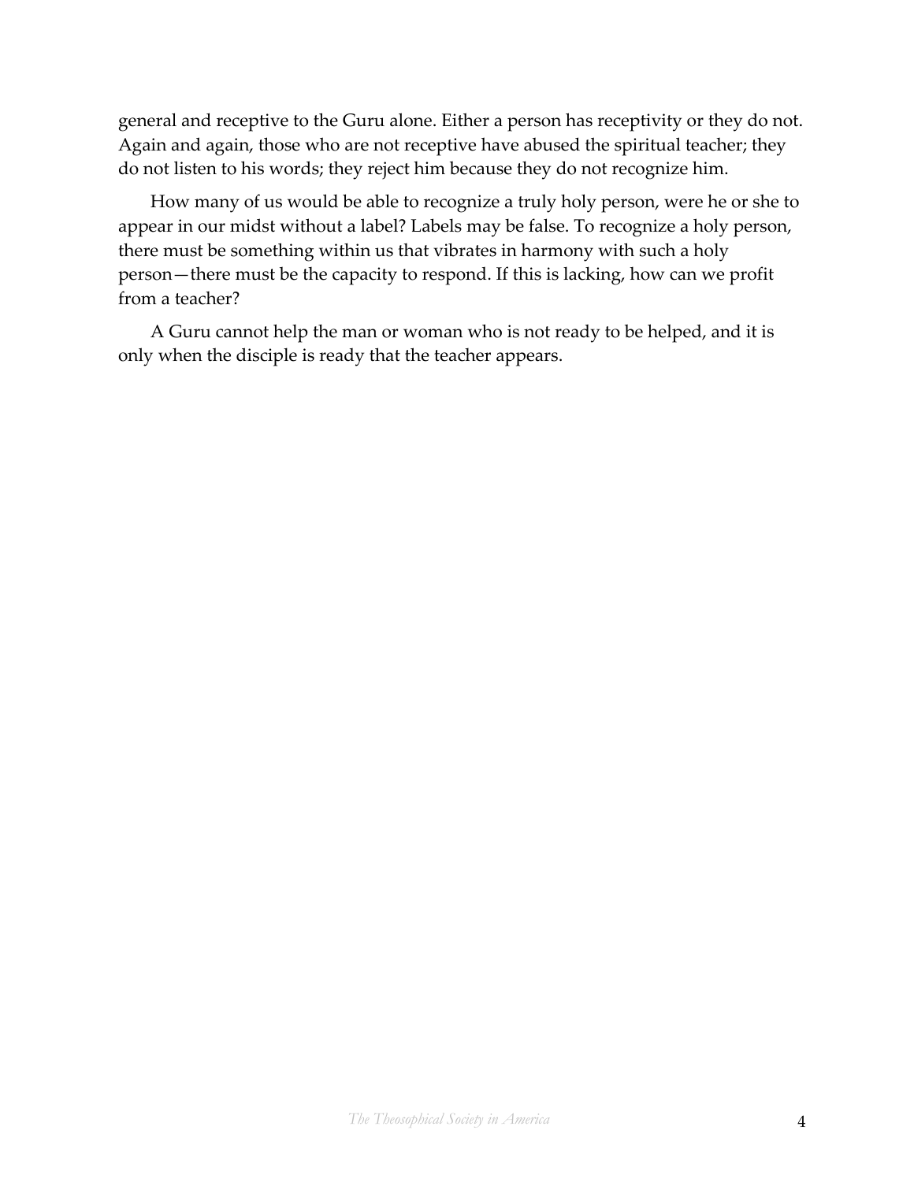general and receptive to the Guru alone. Either a person has receptivity or they do not. Again and again, those who are not receptive have abused the spiritual teacher; they do not listen to his words; they reject him because they do not recognize him.

How many of us would be able to recognize a truly holy person, were he or she to appear in our midst without a label? Labels may be false. To recognize a holy person, there must be something within us that vibrates in harmony with such a holy person—there must be the capacity to respond. If this is lacking, how can we profit from a teacher?

A Guru cannot help the man or woman who is not ready to be helped, and it is only when the disciple is ready that the teacher appears.